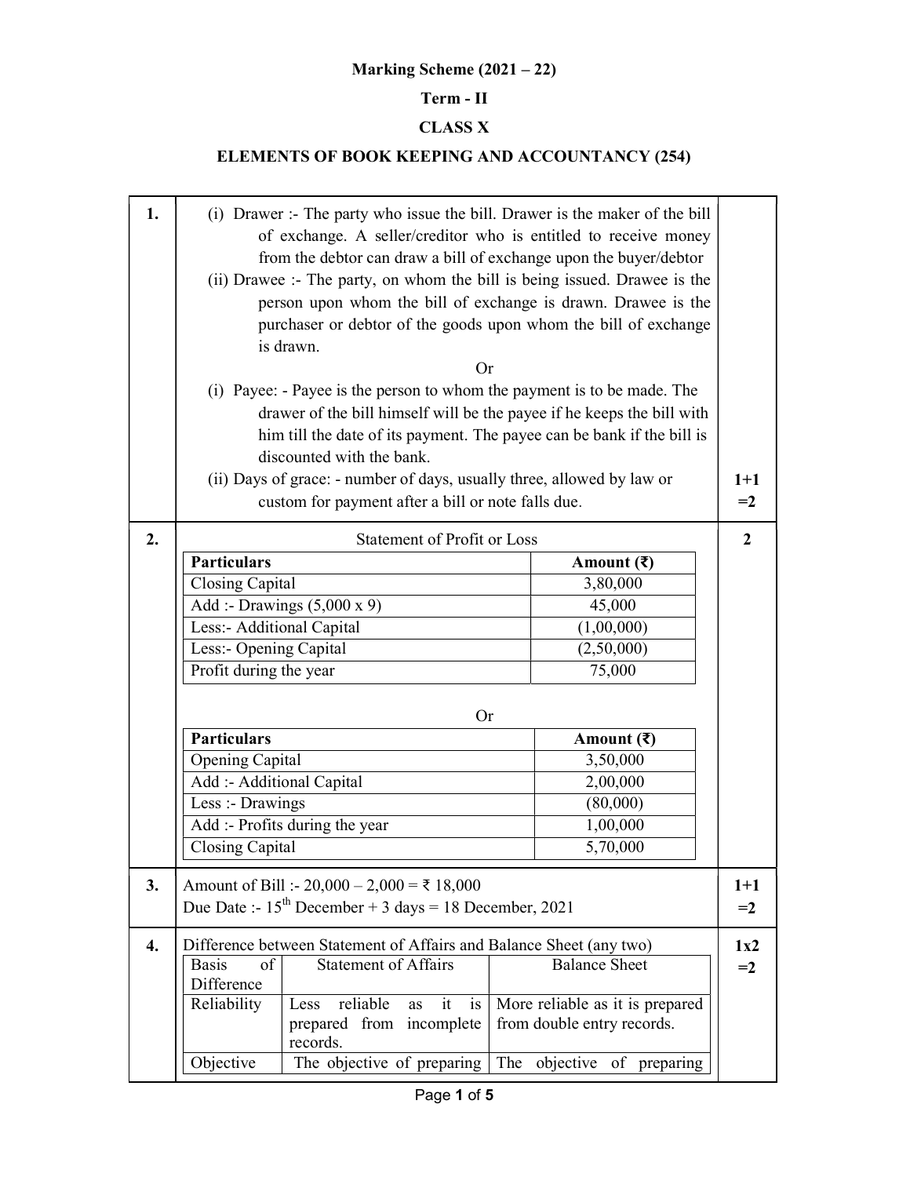# Marking Scheme (2021 – 22)

## Term - II

## CLASS X

## ELEMENTS OF BOOK KEEPING AND ACCOUNTANCY (254)

**1.**

(i) Drawer :- The party who issue the bill. Drawer is the maker of the bill of exchange. A seller/creditor who is entitled to receive money from the debtor can draw a bill of exchange upon the buyer/debtor

(ii) Drawee :- The party, on whom the bill is being issued. Drawee is the person upon whom the bill of exchange is drawn. Drawee is the purchaser or debtor of the goods upon whom the bill of exchange is drawn.

Or

(i) Payee: - Payee is the person to whom the payment is to be made. The drawer of the bill himself will be the payee if he keeps the bill with him till the date of its payment. The payee can be bank if the bill is discounted with the bank.

(ii) Days of grace: - number of days, usually three, allowed by law or custom for payment after a bill or note falls due.

**1+1 =2**

**2.**

Statement of Profit or Loss

| Particulars | Amount (₹) |
|---|---|
| Closing Capital | 3,80,000 |
| Add :- Drawings (5,000 x 9) | 45,000 |
| Less:- Additional Capital | (1,00,000) |
| Less:- Opening Capital | (2,50,000) |
| Profit during the year | 75,000 |

Or

| Particulars | Amount (₹) |
|---|---|
| Opening Capital | 3,50,000 |
| Add :- Additional Capital | 2,00,000 |
| Less :- Drawings | (80,000) |
| Add :- Profits during the year | 1,00,000 |
| Closing Capital | 5,70,000 |

**2**

**3.**

Amount of Bill :- 20,000 – 2,000 = ₹ 18,000

Due Date :- 15th December + 3 days = 18 December, 2021

**1+1 =2**

**4.**

Difference between Statement of Affairs and Balance Sheet (any two)

| Basis of Difference | Statement of Affairs | Balance Sheet |
|---|---|---|
| Reliability | Less reliable as it is prepared from incomplete records. | More reliable as it is prepared from double entry records. |
| Objective | The objective of preparing | The objective of preparing |

**1x2 =2**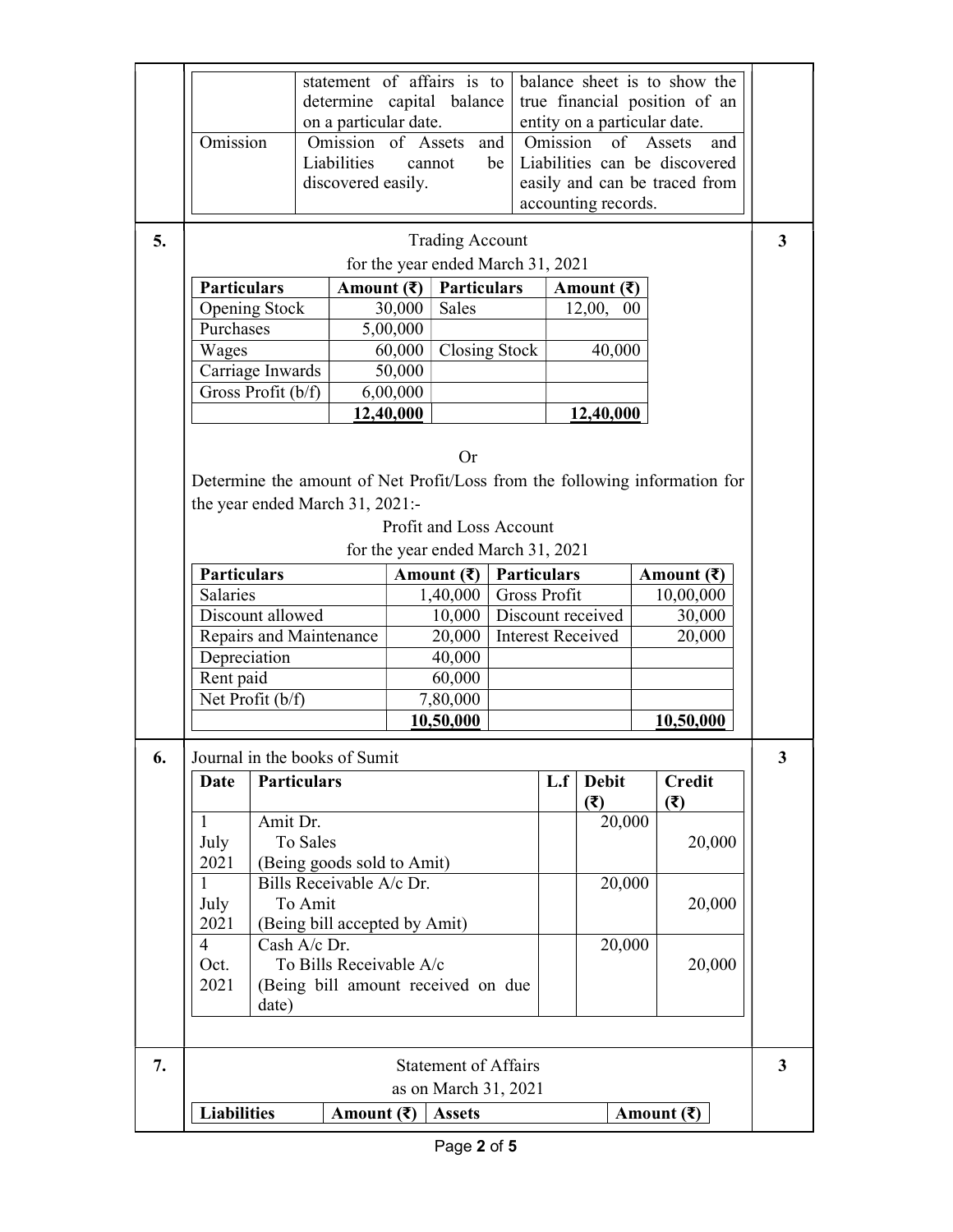| | | |
|---|---|---|
| | statement of affairs is to determine capital balance on a particular date. | balance sheet is to show the true financial position of an entity on a particular date. |
| Omission | Omission of Assets and Liabilities cannot be discovered easily. | Omission of Assets and Liabilities can be discovered easily and can be traced from accounting records. |

**5.** (3 marks)

Trading Account
for the year ended March 31, 2021

| Particulars | Amount (₹) | Particulars | Amount (₹) |
|---|---|---|---|
| Opening Stock | 30,000 | Sales | 12,00, 00 |
| Purchases | 5,00,000 | | |
| Wages | 60,000 | Closing Stock | 40,000 |
| Carriage Inwards | 50,000 | | |
| Gross Profit (b/f) | 6,00,000 | | |
| | **12,40,000** | | **12,40,000** |

Or

Determine the amount of Net Profit/Loss from the following information for the year ended March 31, 2021:-

Profit and Loss Account
for the year ended March 31, 2021

| Particulars | Amount (₹) | Particulars | Amount (₹) |
|---|---|---|---|
| Salaries | 1,40,000 | Gross Profit | 10,00,000 |
| Discount allowed | 10,000 | Discount received | 30,000 |
| Repairs and Maintenance | 20,000 | Interest Received | 20,000 |
| Depreciation | 40,000 | | |
| Rent paid | 60,000 | | |
| Net Profit (b/f) | 7,80,000 | | |
| | **10,50,000** | | **10,50,000** |

**6.** (3 marks)

Journal in the books of Sumit

| Date | Particulars | L.f | Debit (₹) | Credit (₹) |
|---|---|---|---|---|
| 1 July 2021 | Amit Dr.<br>To Sales<br>(Being goods sold to Amit) | | 20,000 | 20,000 |
| 1 July 2021 | Bills Receivable A/c Dr.<br>To Amit<br>(Being bill accepted by Amit) | | 20,000 | 20,000 |
| 4 Oct. 2021 | Cash A/c Dr.<br>To Bills Receivable A/c<br>(Being bill amount received on due date) | | 20,000 | 20,000 |

**7.** (3 marks)

Statement of Affairs
as on March 31, 2021

| Liabilities | Amount (₹) | Assets | Amount (₹) |
|---|---|---|---|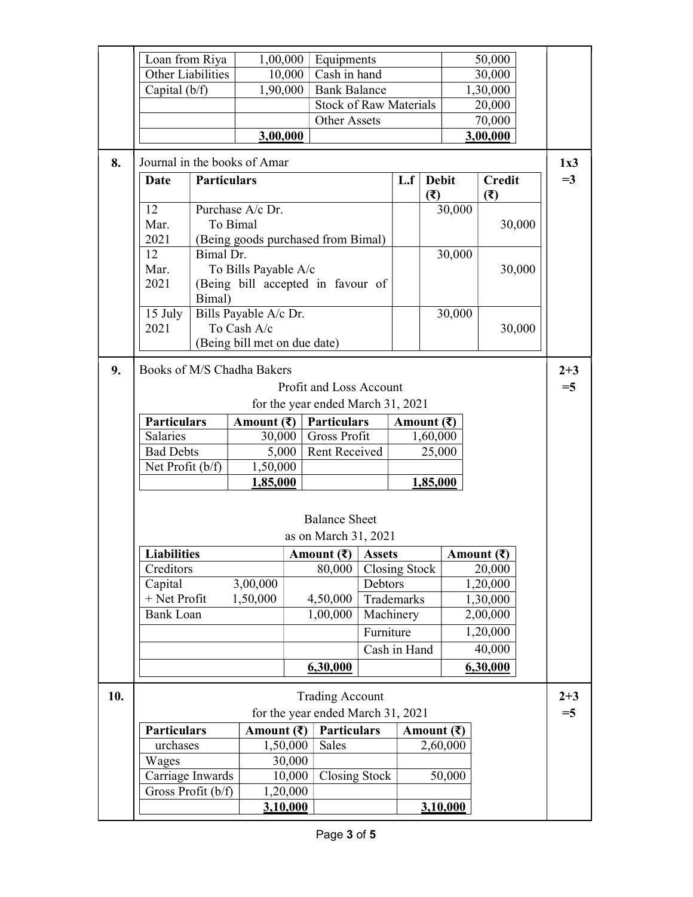| Liabilities | Amount | Assets | Amount |
|---|---|---|---|
| Loan from Riya | 1,00,000 | Equipments | 50,000 |
| Other Liabilities | 10,000 | Cash in hand | 30,000 |
| Capital (b/f) | 1,90,000 | Bank Balance | 1,30,000 |
| | | Stock of Raw Materials | 20,000 |
| | | Other Assets | 70,000 |
| | **3,00,000** | | **3,00,000** |

**8.** Journal in the books of Amar — 1x3 =3

| Date | Particulars | L.f | Debit (₹) | Credit (₹) |
|---|---|---|---|---|
| 12 Mar. 2021 | Purchase A/c Dr.<br>To Bimal<br>(Being goods purchased from Bimal) | | 30,000 | 30,000 |
| 12 Mar. 2021 | Bimal Dr.<br>To Bills Payable A/c<br>(Being bill accepted in favour of Bimal) | | 30,000 | 30,000 |
| 15 July 2021 | Bills Payable A/c Dr.<br>To Cash A/c<br>(Being bill met on due date) | | 30,000 | 30,000 |

**9.** Books of M/S Chadha Bakers — 2+3 =5

Profit and Loss Account
for the year ended March 31, 2021

| Particulars | Amount (₹) | Particulars | Amount (₹) |
|---|---|---|---|
| Salaries | 30,000 | Gross Profit | 1,60,000 |
| Bad Debts | 5,000 | Rent Received | 25,000 |
| Net Profit (b/f) | 1,50,000 | | |
| | **1,85,000** | | **1,85,000** |

Balance Sheet
as on March 31, 2021

| Liabilities | | Amount (₹) | Assets | Amount (₹) |
|---|---|---|---|---|
| Creditors | | 80,000 | Closing Stock | 20,000 |
| Capital | 3,00,000 | | Debtors | 1,20,000 |
| + Net Profit | 1,50,000 | 4,50,000 | Trademarks | 1,30,000 |
| Bank Loan | | 1,00,000 | Machinery | 2,00,000 |
| | | | Furniture | 1,20,000 |
| | | | Cash in Hand | 40,000 |
| | | **6,30,000** | | **6,30,000** |

**10.** — 2+3 =5

Trading Account
for the year ended March 31, 2021

| Particulars | Amount (₹) | Particulars | Amount (₹) |
|---|---|---|---|
| urchases | 1,50,000 | Sales | 2,60,000 |
| Wages | 30,000 | | |
| Carriage Inwards | 10,000 | Closing Stock | 50,000 |
| Gross Profit (b/f) | 1,20,000 | | |
| | **3,10,000** | | **3,10,000** |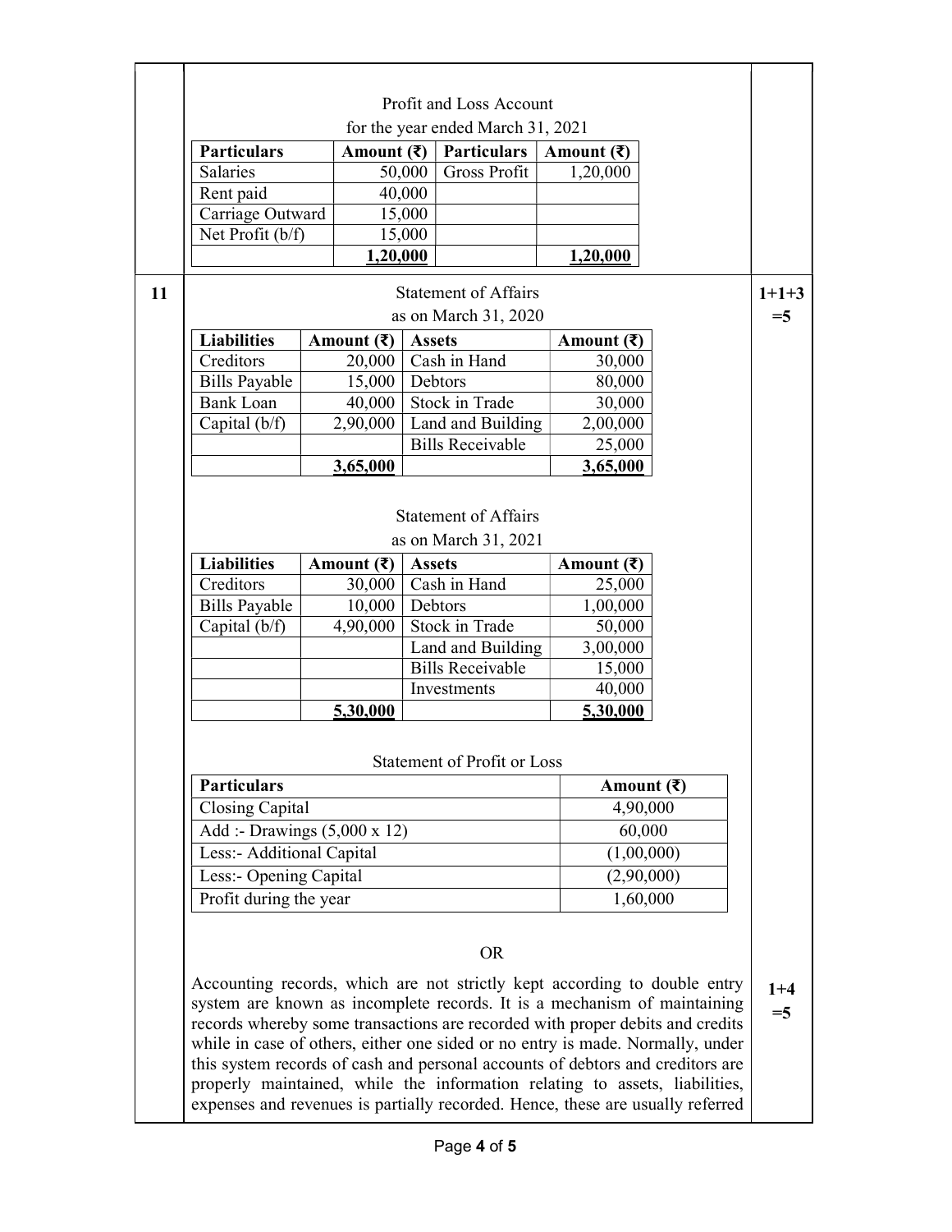Profit and Loss Account

for the year ended March 31, 2021

| Particulars | Amount (₹) | Particulars | Amount (₹) |
|---|---|---|---|
| Salaries | 50,000 | Gross Profit | 1,20,000 |
| Rent paid | 40,000 | | |
| Carriage Outward | 15,000 | | |
| Net Profit (b/f) | 15,000 | | |
| | **1,20,000** | | **1,20,000** |

**11** (1+1+3 =5)

Statement of Affairs

as on March 31, 2020

| Liabilities | Amount (₹) | Assets | Amount (₹) |
|---|---|---|---|
| Creditors | 20,000 | Cash in Hand | 30,000 |
| Bills Payable | 15,000 | Debtors | 80,000 |
| Bank Loan | 40,000 | Stock in Trade | 30,000 |
| Capital (b/f) | 2,90,000 | Land and Building | 2,00,000 |
| | | Bills Receivable | 25,000 |
| | **3,65,000** | | **3,65,000** |

Statement of Affairs

as on March 31, 2021

| Liabilities | Amount (₹) | Assets | Amount (₹) |
|---|---|---|---|
| Creditors | 30,000 | Cash in Hand | 25,000 |
| Bills Payable | 10,000 | Debtors | 1,00,000 |
| Capital (b/f) | 4,90,000 | Stock in Trade | 50,000 |
| | | Land and Building | 3,00,000 |
| | | Bills Receivable | 15,000 |
| | | Investments | 40,000 |
| | **5,30,000** | | **5,30,000** |

Statement of Profit or Loss

| Particulars | Amount (₹) |
|---|---|
| Closing Capital | 4,90,000 |
| Add :- Drawings (5,000 x 12) | 60,000 |
| Less:- Additional Capital | (1,00,000) |
| Less:- Opening Capital | (2,90,000) |
| Profit during the year | 1,60,000 |

OR

(1+4 =5)

Accounting records, which are not strictly kept according to double entry system are known as incomplete records. It is a mechanism of maintaining records whereby some transactions are recorded with proper debits and credits while in case of others, either one sided or no entry is made. Normally, under this system records of cash and personal accounts of debtors and creditors are properly maintained, while the information relating to assets, liabilities, expenses and revenues is partially recorded. Hence, these are usually referred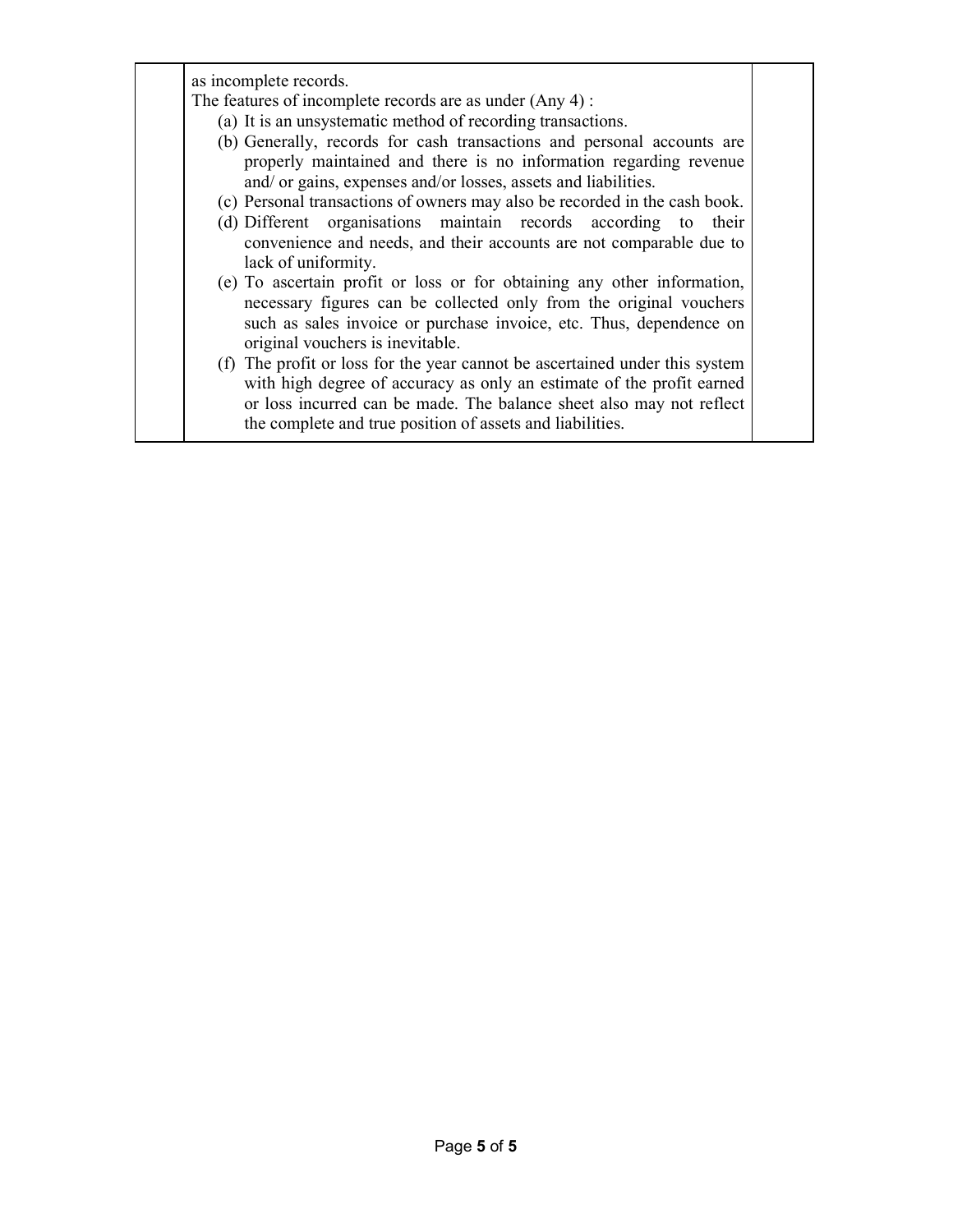as incomplete records.

The features of incomplete records are as under (Any 4) :

(a) It is an unsystematic method of recording transactions.

(b) Generally, records for cash transactions and personal accounts are properly maintained and there is no information regarding revenue and/ or gains, expenses and/or losses, assets and liabilities.

(c) Personal transactions of owners may also be recorded in the cash book.

(d) Different organisations maintain records according to their convenience and needs, and their accounts are not comparable due to lack of uniformity.

(e) To ascertain profit or loss or for obtaining any other information, necessary figures can be collected only from the original vouchers such as sales invoice or purchase invoice, etc. Thus, dependence on original vouchers is inevitable.

(f) The profit or loss for the year cannot be ascertained under this system with high degree of accuracy as only an estimate of the profit earned or loss incurred can be made. The balance sheet also may not reflect the complete and true position of assets and liabilities.